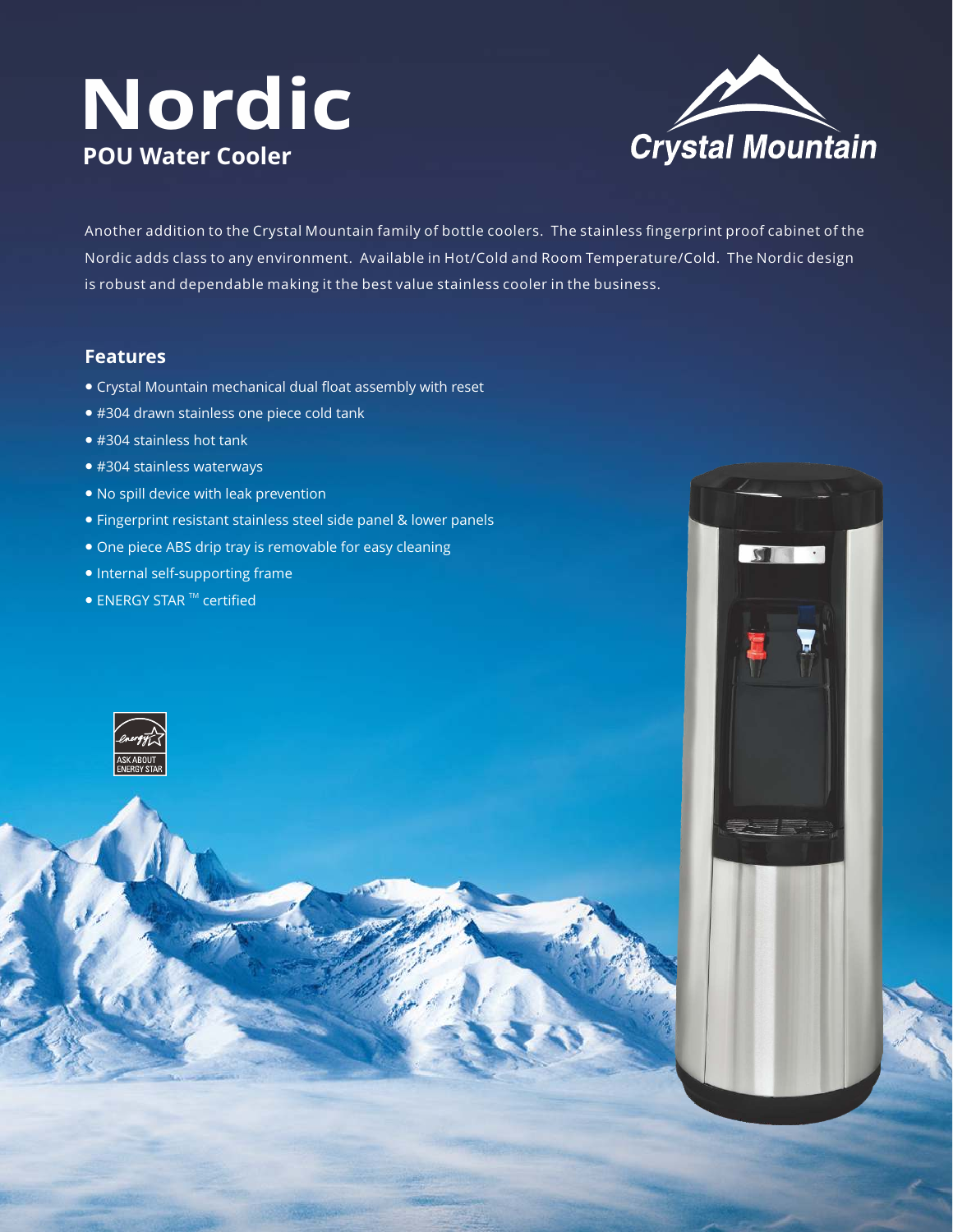# Nordic

## POU Water Cooler

Crystal Mountain

Another addition to the Crystal Mountain family of bottle coolers. The stainless fingerprint proof cabinet of the Nordic adds class to any environment. Available in Hot/Cold and Room Temperature/Cold. The Nordic design is robust and dependable making it the best value stainless cooler in the business.

### Features

- Crystal Mountain mechanical dual float assembly with reset
- #304 drawn stainless one piece cold tank
- #304 stainless hot tank
- #304 stainless waterways
- No spill device with leak prevention
- Fingerprint resistant stainless steel side panel & lower panels
- One piece ABS drip tray is removable for easy cleaning
- Internal self-supporting frame
- ENERGY STAR ™ certified

ASK ABOUT ENERGY STAR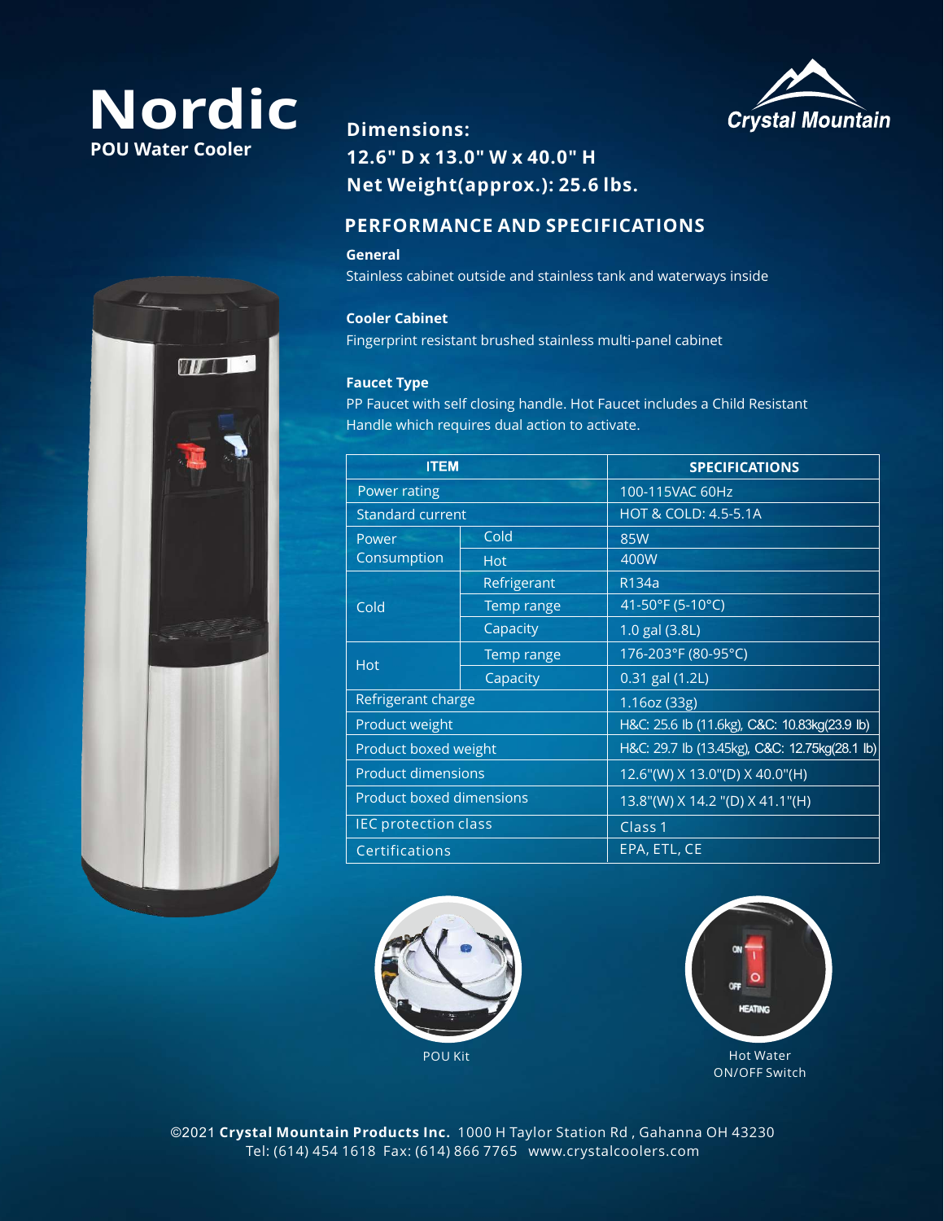# Nordic

**POU Water Cooler**

Crystal Mountain

**Dimensions:**
**12.6" D x 13.0" W x 40.0" H**
**Net Weight(approx.): 25.6 lbs.**

## PERFORMANCE AND SPECIFICATIONS

**General**

Stainless cabinet outside and stainless tank and waterways inside

**Cooler Cabinet**

Fingerprint resistant brushed stainless multi-panel cabinet

**Faucet Type**

PP Faucet with self closing handle. Hot Faucet includes a Child Resistant Handle which requires dual action to activate.

| ITEM | | SPECIFICATIONS |
|---|---|---|
| Power rating | | 100-115VAC 60Hz |
| Standard current | | HOT & COLD: 4.5-5.1A |
| Power Consumption | Cold | 85W |
| | Hot | 400W |
| Cold | Refrigerant | R134a |
| | Temp range | 41-50°F (5-10°C) |
| | Capacity | 1.0 gal (3.8L) |
| Hot | Temp range | 176-203°F (80-95°C) |
| | Capacity | 0.31 gal (1.2L) |
| Refrigerant charge | | 1.16oz (33g) |
| Product weight | | H&C: 25.6 lb (11.6kg), C&C: 10.83kg(23.9 lb) |
| Product boxed weight | | H&C: 29.7 lb (13.45kg), C&C: 12.75kg(28.1 lb) |
| Product dimensions | | 12.6"(W) X 13.0"(D) X 40.0"(H) |
| Product boxed dimensions | | 13.8"(W) X 14.2 "(D) X 41.1"(H) |
| IEC protection class | | Class 1 |
| Certifications | | EPA, ETL, CE |

POU Kit

Hot Water ON/OFF Switch

©2021 **Crystal Mountain Products Inc.** 1000 H Taylor Station Rd , Gahanna OH 43230
Tel: (614) 454 1618 Fax: (614) 866 7765 www.crystalcoolers.com